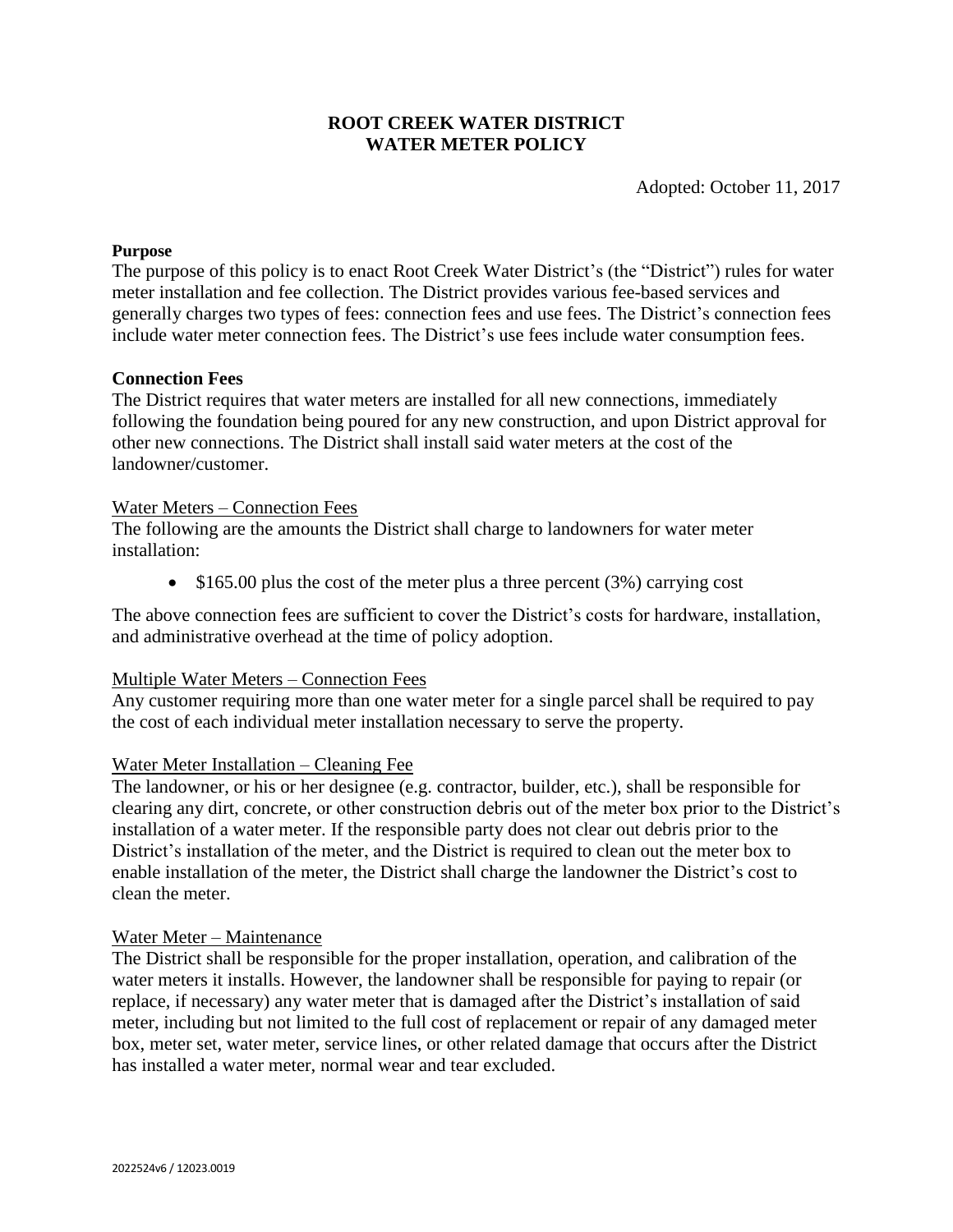# ROOT CREEK WATER DISTRICT
# WATER METER POLICY

Adopted: October 11, 2017

**Purpose**

The purpose of this policy is to enact Root Creek Water District's (the "District") rules for water meter installation and fee collection. The District provides various fee-based services and generally charges two types of fees: connection fees and use fees. The District's connection fees include water meter connection fees. The District's use fees include water consumption fees.

**Connection Fees**

The District requires that water meters are installed for all new connections, immediately following the foundation being poured for any new construction, and upon District approval for other new connections. The District shall install said water meters at the cost of the landowner/customer.

<u>Water Meters – Connection Fees</u>

The following are the amounts the District shall charge to landowners for water meter installation:

- $165.00 plus the cost of the meter plus a three percent (3%) carrying cost

The above connection fees are sufficient to cover the District's costs for hardware, installation, and administrative overhead at the time of policy adoption.

<u>Multiple Water Meters – Connection Fees</u>

Any customer requiring more than one water meter for a single parcel shall be required to pay the cost of each individual meter installation necessary to serve the property.

<u>Water Meter Installation – Cleaning Fee</u>

The landowner, or his or her designee (e.g. contractor, builder, etc.), shall be responsible for clearing any dirt, concrete, or other construction debris out of the meter box prior to the District's installation of a water meter. If the responsible party does not clear out debris prior to the District's installation of the meter, and the District is required to clean out the meter box to enable installation of the meter, the District shall charge the landowner the District's cost to clean the meter.

<u>Water Meter – Maintenance</u>

The District shall be responsible for the proper installation, operation, and calibration of the water meters it installs. However, the landowner shall be responsible for paying to repair (or replace, if necessary) any water meter that is damaged after the District's installation of said meter, including but not limited to the full cost of replacement or repair of any damaged meter box, meter set, water meter, service lines, or other related damage that occurs after the District has installed a water meter, normal wear and tear excluded.

2022524v6 / 12023.0019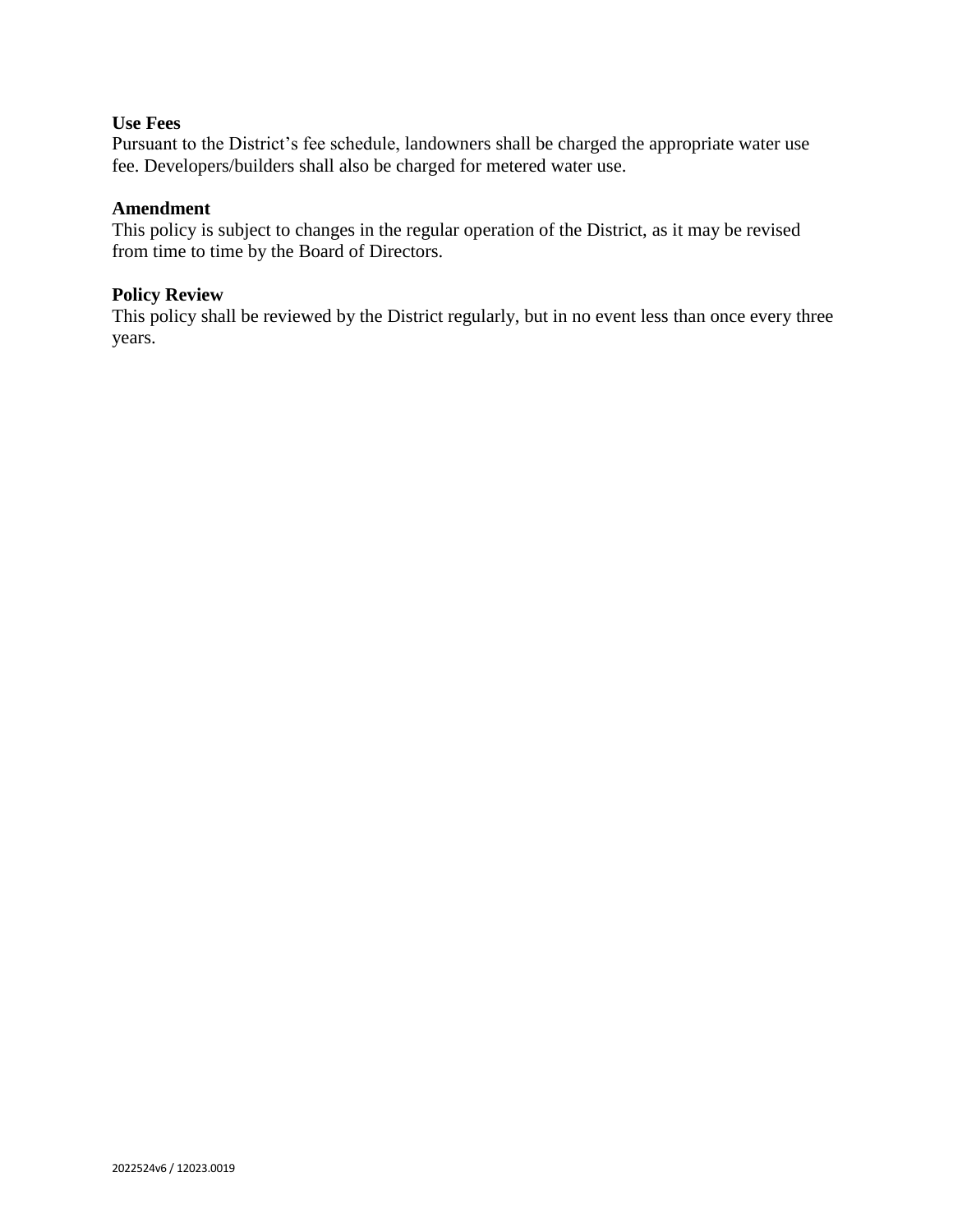**Use Fees**
Pursuant to the District's fee schedule, landowners shall be charged the appropriate water use fee. Developers/builders shall also be charged for metered water use.

**Amendment**
This policy is subject to changes in the regular operation of the District, as it may be revised from time to time by the Board of Directors.

**Policy Review**
This policy shall be reviewed by the District regularly, but in no event less than once every three years.

2022524v6 / 12023.0019